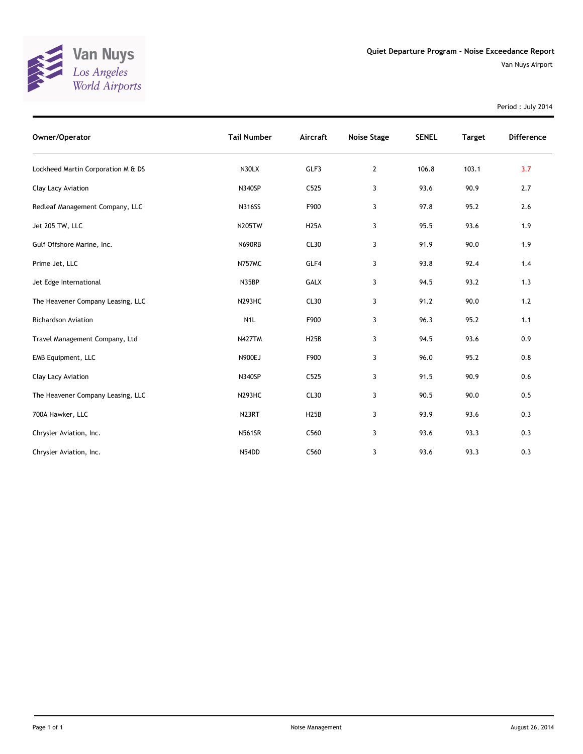Van Nuys
Los Angeles
World Airports

## Quiet Departure Program - Noise Exceedance Report

Van Nuys Airport

Period : July 2014

| Owner/Operator | Tail Number | Aircraft | Noise Stage | SENEL | Target | Difference |
|---|---|---|---|---|---|---|
| Lockheed Martin Corporation M & DS | N30LX | GLF3 | 2 | 106.8 | 103.1 | 3.7 |
| Clay Lacy Aviation | N340SP | C525 | 3 | 93.6 | 90.9 | 2.7 |
| Redleaf Management Company, LLC | N316SS | F900 | 3 | 97.8 | 95.2 | 2.6 |
| Jet 205 TW, LLC | N205TW | H25A | 3 | 95.5 | 93.6 | 1.9 |
| Gulf Offshore Marine, Inc. | N690RB | CL30 | 3 | 91.9 | 90.0 | 1.9 |
| Prime Jet, LLC | N757MC | GLF4 | 3 | 93.8 | 92.4 | 1.4 |
| Jet Edge International | N35BP | GALX | 3 | 94.5 | 93.2 | 1.3 |
| The Heavener Company Leasing, LLC | N293HC | CL30 | 3 | 91.2 | 90.0 | 1.2 |
| Richardson Aviation | N1L | F900 | 3 | 96.3 | 95.2 | 1.1 |
| Travel Management Company, Ltd | N427TM | H25B | 3 | 94.5 | 93.6 | 0.9 |
| EMB Equipment, LLC | N900EJ | F900 | 3 | 96.0 | 95.2 | 0.8 |
| Clay Lacy Aviation | N340SP | C525 | 3 | 91.5 | 90.9 | 0.6 |
| The Heavener Company Leasing, LLC | N293HC | CL30 | 3 | 90.5 | 90.0 | 0.5 |
| 700A Hawker, LLC | N23RT | H25B | 3 | 93.9 | 93.6 | 0.3 |
| Chrysler Aviation, Inc. | N561SR | C560 | 3 | 93.6 | 93.3 | 0.3 |
| Chrysler Aviation, Inc. | N54DD | C560 | 3 | 93.6 | 93.3 | 0.3 |

Noise Management

August 26, 2014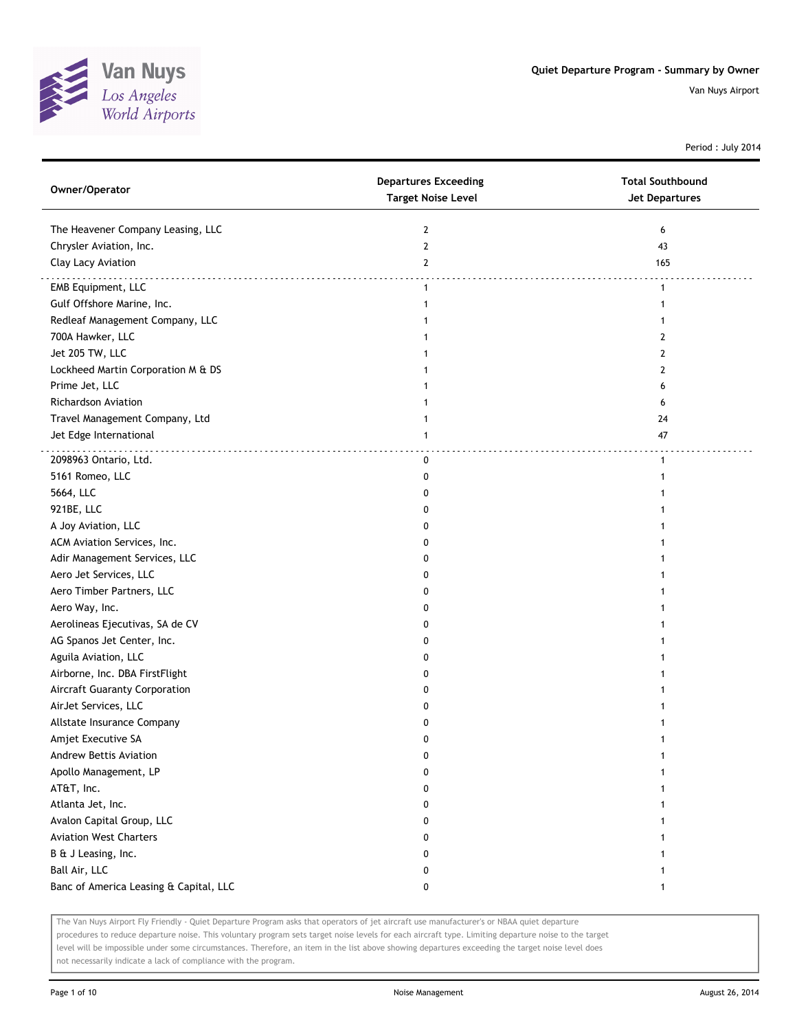# Quiet Departure Program - Summary by Owner

Van Nuys Airport

Period : July 2014

| Owner/Operator | Departures Exceeding Target Noise Level | Total Southbound Jet Departures |
|---|---|---|
| The Heavener Company Leasing, LLC | 2 | 6 |
| Chrysler Aviation, Inc. | 2 | 43 |
| Clay Lacy Aviation | 2 | 165 |
| EMB Equipment, LLC | 1 | 1 |
| Gulf Offshore Marine, Inc. | 1 | 1 |
| Redleaf Management Company, LLC | 1 | 1 |
| 700A Hawker, LLC | 1 | 2 |
| Jet 205 TW, LLC | 1 | 2 |
| Lockheed Martin Corporation M & DS | 1 | 2 |
| Prime Jet, LLC | 1 | 6 |
| Richardson Aviation | 1 | 6 |
| Travel Management Company, Ltd | 1 | 24 |
| Jet Edge International | 1 | 47 |
| 2098963 Ontario, Ltd. | 0 | 1 |
| 5161 Romeo, LLC | 0 | 1 |
| 5664, LLC | 0 | 1 |
| 921BE, LLC | 0 | 1 |
| A Joy Aviation, LLC | 0 | 1 |
| ACM Aviation Services, Inc. | 0 | 1 |
| Adir Management Services, LLC | 0 | 1 |
| Aero Jet Services, LLC | 0 | 1 |
| Aero Timber Partners, LLC | 0 | 1 |
| Aero Way, Inc. | 0 | 1 |
| Aerolineas Ejecutivas, SA de CV | 0 | 1 |
| AG Spanos Jet Center, Inc. | 0 | 1 |
| Aguila Aviation, LLC | 0 | 1 |
| Airborne, Inc. DBA FirstFlight | 0 | 1 |
| Aircraft Guaranty Corporation | 0 | 1 |
| AirJet Services, LLC | 0 | 1 |
| Allstate Insurance Company | 0 | 1 |
| Amjet Executive SA | 0 | 1 |
| Andrew Bettis Aviation | 0 | 1 |
| Apollo Management, LP | 0 | 1 |
| AT&T, Inc. | 0 | 1 |
| Atlanta Jet, Inc. | 0 | 1 |
| Avalon Capital Group, LLC | 0 | 1 |
| Aviation West Charters | 0 | 1 |
| B & J Leasing, Inc. | 0 | 1 |
| Ball Air, LLC | 0 | 1 |
| Banc of America Leasing & Capital, LLC | 0 | 1 |

The Van Nuys Airport Fly Friendly - Quiet Departure Program asks that operators of jet aircraft use manufacturer's or NBAA quiet departure procedures to reduce departure noise. This voluntary program sets target noise levels for each aircraft type. Limiting departure noise to the target level will be impossible under some circumstances. Therefore, an item in the list above showing departures exceeding the target noise level does not necessarily indicate a lack of compliance with the program.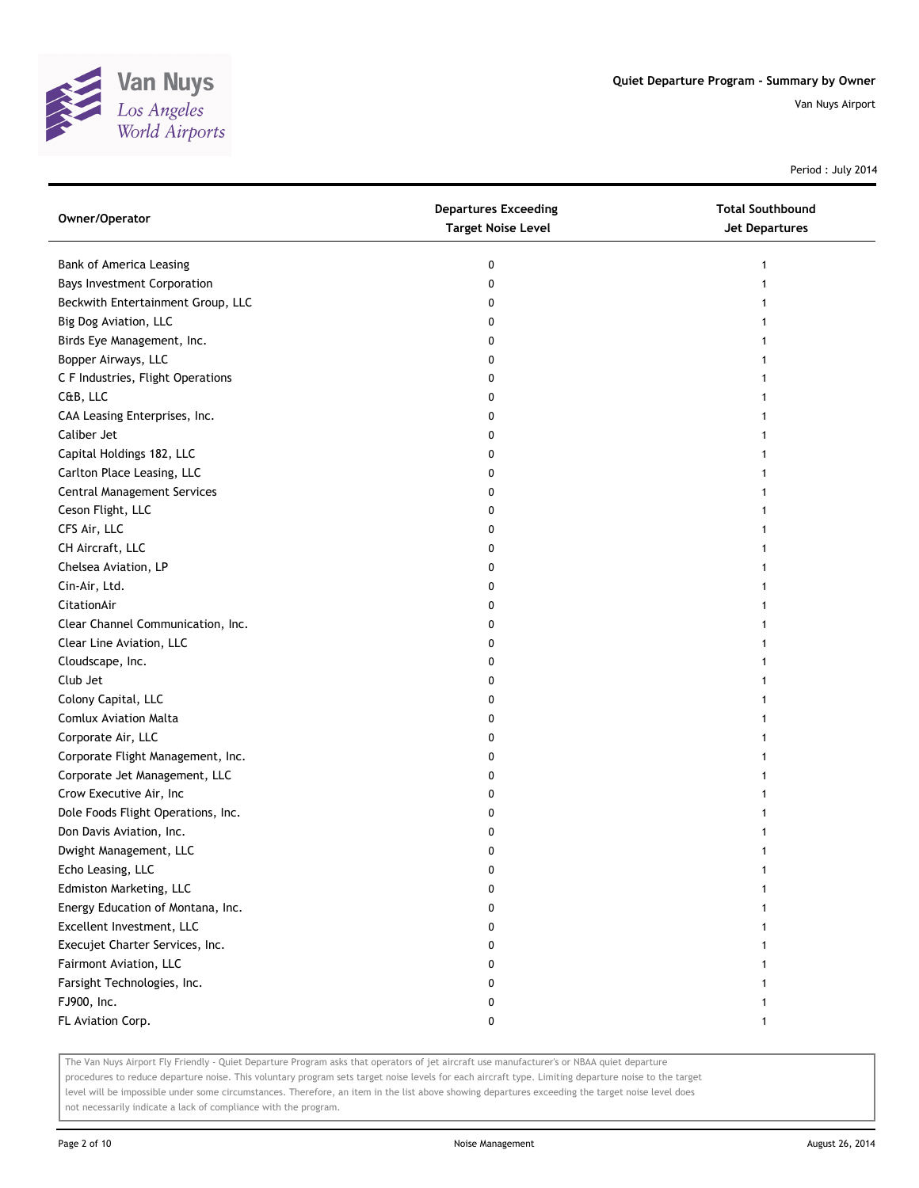Quiet Departure Program - Summary by Owner

Van Nuys Airport

Period : July 2014

| Owner/Operator | Departures Exceeding Target Noise Level | Total Southbound Jet Departures |
|---|---|---|
| Bank of America Leasing | 0 | 1 |
| Bays Investment Corporation | 0 | 1 |
| Beckwith Entertainment Group, LLC | 0 | 1 |
| Big Dog Aviation, LLC | 0 | 1 |
| Birds Eye Management, Inc. | 0 | 1 |
| Bopper Airways, LLC | 0 | 1 |
| C F Industries, Flight Operations | 0 | 1 |
| C&B, LLC | 0 | 1 |
| CAA Leasing Enterprises, Inc. | 0 | 1 |
| Caliber Jet | 0 | 1 |
| Capital Holdings 182, LLC | 0 | 1 |
| Carlton Place Leasing, LLC | 0 | 1 |
| Central Management Services | 0 | 1 |
| Ceson Flight, LLC | 0 | 1 |
| CFS Air, LLC | 0 | 1 |
| CH Aircraft, LLC | 0 | 1 |
| Chelsea Aviation, LP | 0 | 1 |
| Cin-Air, Ltd. | 0 | 1 |
| CitationAir | 0 | 1 |
| Clear Channel Communication, Inc. | 0 | 1 |
| Clear Line Aviation, LLC | 0 | 1 |
| Cloudscape, Inc. | 0 | 1 |
| Club Jet | 0 | 1 |
| Colony Capital, LLC | 0 | 1 |
| Comlux Aviation Malta | 0 | 1 |
| Corporate Air, LLC | 0 | 1 |
| Corporate Flight Management, Inc. | 0 | 1 |
| Corporate Jet Management, LLC | 0 | 1 |
| Crow Executive Air, Inc | 0 | 1 |
| Dole Foods Flight Operations, Inc. | 0 | 1 |
| Don Davis Aviation, Inc. | 0 | 1 |
| Dwight Management, LLC | 0 | 1 |
| Echo Leasing, LLC | 0 | 1 |
| Edmiston Marketing, LLC | 0 | 1 |
| Energy Education of Montana, Inc. | 0 | 1 |
| Excellent Investment, LLC | 0 | 1 |
| Execujet Charter Services, Inc. | 0 | 1 |
| Fairmont Aviation, LLC | 0 | 1 |
| Farsight Technologies, Inc. | 0 | 1 |
| FJ900, Inc. | 0 | 1 |
| FL Aviation Corp. | 0 | 1 |

The Van Nuys Airport Fly Friendly - Quiet Departure Program asks that operators of jet aircraft use manufacturer's or NBAA quiet departure procedures to reduce departure noise. This voluntary program sets target noise levels for each aircraft type. Limiting departure noise to the target level will be impossible under some circumstances. Therefore, an item in the list above showing departures exceeding the target noise level does not necessarily indicate a lack of compliance with the program.

Noise Management

August 26, 2014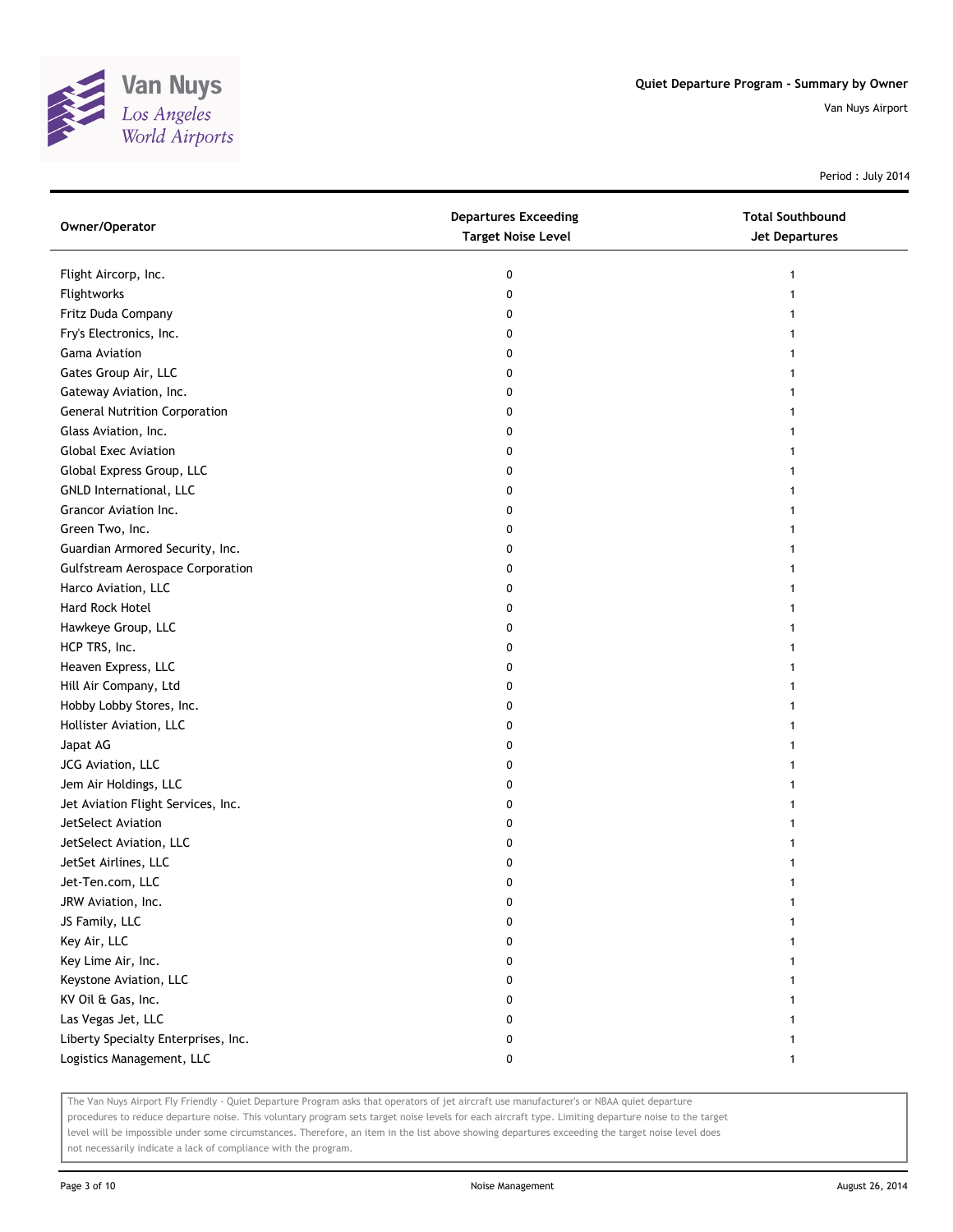# Quiet Departure Program - Summary by Owner

Van Nuys Airport

Period : July 2014

| Owner/Operator | Departures Exceeding Target Noise Level | Total Southbound Jet Departures |
|---|---|---|
| Flight Aircorp, Inc. | 0 | 1 |
| Flightworks | 0 | 1 |
| Fritz Duda Company | 0 | 1 |
| Fry's Electronics, Inc. | 0 | 1 |
| Gama Aviation | 0 | 1 |
| Gates Group Air, LLC | 0 | 1 |
| Gateway Aviation, Inc. | 0 | 1 |
| General Nutrition Corporation | 0 | 1 |
| Glass Aviation, Inc. | 0 | 1 |
| Global Exec Aviation | 0 | 1 |
| Global Express Group, LLC | 0 | 1 |
| GNLD International, LLC | 0 | 1 |
| Grancor Aviation Inc. | 0 | 1 |
| Green Two, Inc. | 0 | 1 |
| Guardian Armored Security, Inc. | 0 | 1 |
| Gulfstream Aerospace Corporation | 0 | 1 |
| Harco Aviation, LLC | 0 | 1 |
| Hard Rock Hotel | 0 | 1 |
| Hawkeye Group, LLC | 0 | 1 |
| HCP TRS, Inc. | 0 | 1 |
| Heaven Express, LLC | 0 | 1 |
| Hill Air Company, Ltd | 0 | 1 |
| Hobby Lobby Stores, Inc. | 0 | 1 |
| Hollister Aviation, LLC | 0 | 1 |
| Japat AG | 0 | 1 |
| JCG Aviation, LLC | 0 | 1 |
| Jem Air Holdings, LLC | 0 | 1 |
| Jet Aviation Flight Services, Inc. | 0 | 1 |
| JetSelect Aviation | 0 | 1 |
| JetSelect Aviation, LLC | 0 | 1 |
| JetSet Airlines, LLC | 0 | 1 |
| Jet-Ten.com, LLC | 0 | 1 |
| JRW Aviation, Inc. | 0 | 1 |
| JS Family, LLC | 0 | 1 |
| Key Air, LLC | 0 | 1 |
| Key Lime Air, Inc. | 0 | 1 |
| Keystone Aviation, LLC | 0 | 1 |
| KV Oil & Gas, Inc. | 0 | 1 |
| Las Vegas Jet, LLC | 0 | 1 |
| Liberty Specialty Enterprises, Inc. | 0 | 1 |
| Logistics Management, LLC | 0 | 1 |

The Van Nuys Airport Fly Friendly - Quiet Departure Program asks that operators of jet aircraft use manufacturer's or NBAA quiet departure procedures to reduce departure noise. This voluntary program sets target noise levels for each aircraft type. Limiting departure noise to the target level will be impossible under some circumstances. Therefore, an item in the list above showing departures exceeding the target noise level does not necessarily indicate a lack of compliance with the program.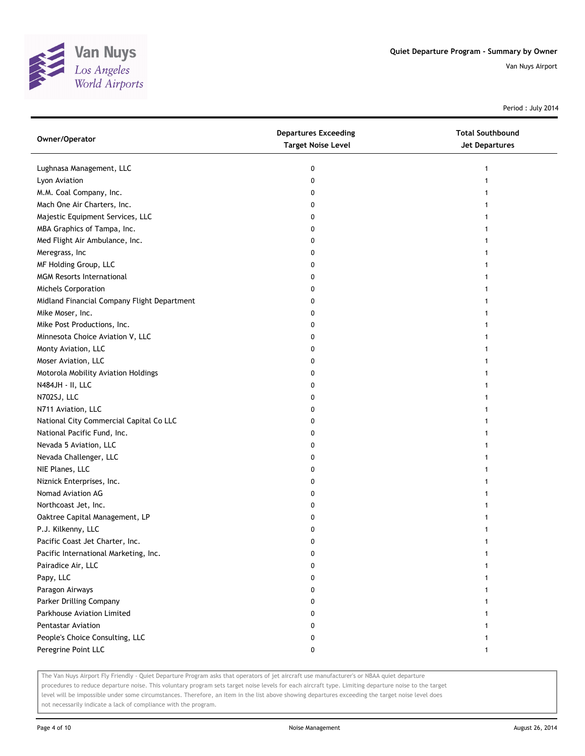Quiet Departure Program - Summary by Owner

Van Nuys Airport

Period : July 2014

| Owner/Operator | Departures Exceeding Target Noise Level | Total Southbound Jet Departures |
| --- | --- | --- |
| Lughnasa Management, LLC | 0 | 1 |
| Lyon Aviation | 0 | 1 |
| M.M. Coal Company, Inc. | 0 | 1 |
| Mach One Air Charters, Inc. | 0 | 1 |
| Majestic Equipment Services, LLC | 0 | 1 |
| MBA Graphics of Tampa, Inc. | 0 | 1 |
| Med Flight Air Ambulance, Inc. | 0 | 1 |
| Meregrass, Inc | 0 | 1 |
| MF Holding Group, LLC | 0 | 1 |
| MGM Resorts International | 0 | 1 |
| Michels Corporation | 0 | 1 |
| Midland Financial Company Flight Department | 0 | 1 |
| Mike Moser, Inc. | 0 | 1 |
| Mike Post Productions, Inc. | 0 | 1 |
| Minnesota Choice Aviation V, LLC | 0 | 1 |
| Monty Aviation, LLC | 0 | 1 |
| Moser Aviation, LLC | 0 | 1 |
| Motorola Mobility Aviation Holdings | 0 | 1 |
| N484JH - II, LLC | 0 | 1 |
| N702SJ, LLC | 0 | 1 |
| N711 Aviation, LLC | 0 | 1 |
| National City Commercial Capital Co LLC | 0 | 1 |
| National Pacific Fund, Inc. | 0 | 1 |
| Nevada 5 Aviation, LLC | 0 | 1 |
| Nevada Challenger, LLC | 0 | 1 |
| NIE Planes, LLC | 0 | 1 |
| Niznick Enterprises, Inc. | 0 | 1 |
| Nomad Aviation AG | 0 | 1 |
| Northcoast Jet, Inc. | 0 | 1 |
| Oaktree Capital Management, LP | 0 | 1 |
| P.J. Kilkenny, LLC | 0 | 1 |
| Pacific Coast Jet Charter, Inc. | 0 | 1 |
| Pacific International Marketing, Inc. | 0 | 1 |
| Pairadice Air, LLC | 0 | 1 |
| Papy, LLC | 0 | 1 |
| Paragon Airways | 0 | 1 |
| Parker Drilling Company | 0 | 1 |
| Parkhouse Aviation Limited | 0 | 1 |
| Pentastar Aviation | 0 | 1 |
| People's Choice Consulting, LLC | 0 | 1 |
| Peregrine Point LLC | 0 | 1 |

The Van Nuys Airport Fly Friendly - Quiet Departure Program asks that operators of jet aircraft use manufacturer's or NBAA quiet departure procedures to reduce departure noise. This voluntary program sets target noise levels for each aircraft type. Limiting departure noise to the target level will be impossible under some circumstances. Therefore, an item in the list above showing departures exceeding the target noise level does not necessarily indicate a lack of compliance with the program.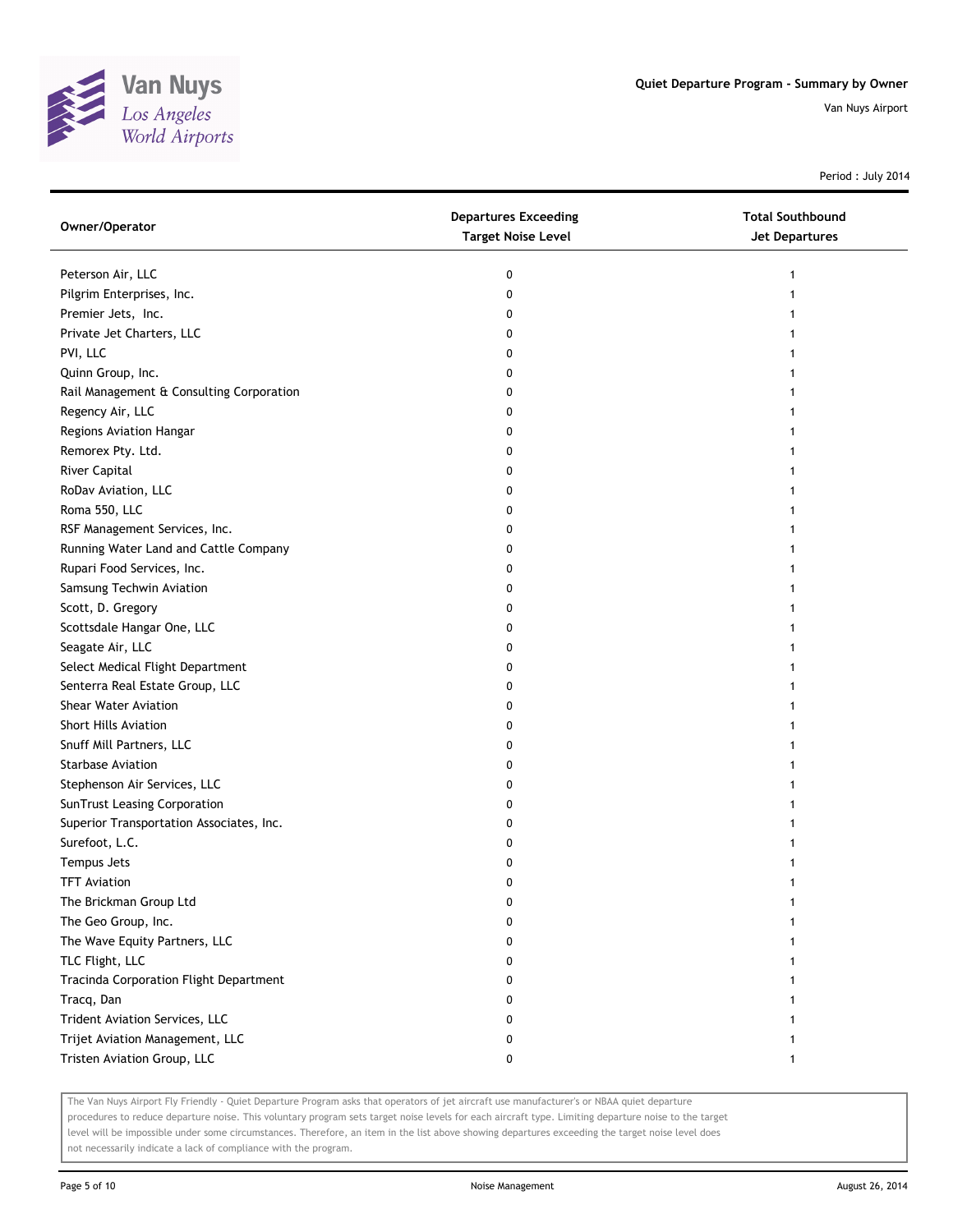# Quiet Departure Program - Summary by Owner

Van Nuys Airport

Period : July 2014

| Owner/Operator | Departures Exceeding Target Noise Level | Total Southbound Jet Departures |
|---|---|---|
| Peterson Air, LLC | 0 | 1 |
| Pilgrim Enterprises, Inc. | 0 | 1 |
| Premier Jets, Inc. | 0 | 1 |
| Private Jet Charters, LLC | 0 | 1 |
| PVI, LLC | 0 | 1 |
| Quinn Group, Inc. | 0 | 1 |
| Rail Management & Consulting Corporation | 0 | 1 |
| Regency Air, LLC | 0 | 1 |
| Regions Aviation Hangar | 0 | 1 |
| Remorex Pty. Ltd. | 0 | 1 |
| River Capital | 0 | 1 |
| RoDav Aviation, LLC | 0 | 1 |
| Roma 550, LLC | 0 | 1 |
| RSF Management Services, Inc. | 0 | 1 |
| Running Water Land and Cattle Company | 0 | 1 |
| Rupari Food Services, Inc. | 0 | 1 |
| Samsung Techwin Aviation | 0 | 1 |
| Scott, D. Gregory | 0 | 1 |
| Scottsdale Hangar One, LLC | 0 | 1 |
| Seagate Air, LLC | 0 | 1 |
| Select Medical Flight Department | 0 | 1 |
| Senterra Real Estate Group, LLC | 0 | 1 |
| Shear Water Aviation | 0 | 1 |
| Short Hills Aviation | 0 | 1 |
| Snuff Mill Partners, LLC | 0 | 1 |
| Starbase Aviation | 0 | 1 |
| Stephenson Air Services, LLC | 0 | 1 |
| SunTrust Leasing Corporation | 0 | 1 |
| Superior Transportation Associates, Inc. | 0 | 1 |
| Surefoot, L.C. | 0 | 1 |
| Tempus Jets | 0 | 1 |
| TFT Aviation | 0 | 1 |
| The Brickman Group Ltd | 0 | 1 |
| The Geo Group, Inc. | 0 | 1 |
| The Wave Equity Partners, LLC | 0 | 1 |
| TLC Flight, LLC | 0 | 1 |
| Tracinda Corporation Flight Department | 0 | 1 |
| Tracq, Dan | 0 | 1 |
| Trident Aviation Services, LLC | 0 | 1 |
| Trijet Aviation Management, LLC | 0 | 1 |
| Tristen Aviation Group, LLC | 0 | 1 |

The Van Nuys Airport Fly Friendly - Quiet Departure Program asks that operators of jet aircraft use manufacturer's or NBAA quiet departure procedures to reduce departure noise. This voluntary program sets target noise levels for each aircraft type. Limiting departure noise to the target level will be impossible under some circumstances. Therefore, an item in the list above showing departures exceeding the target noise level does not necessarily indicate a lack of compliance with the program.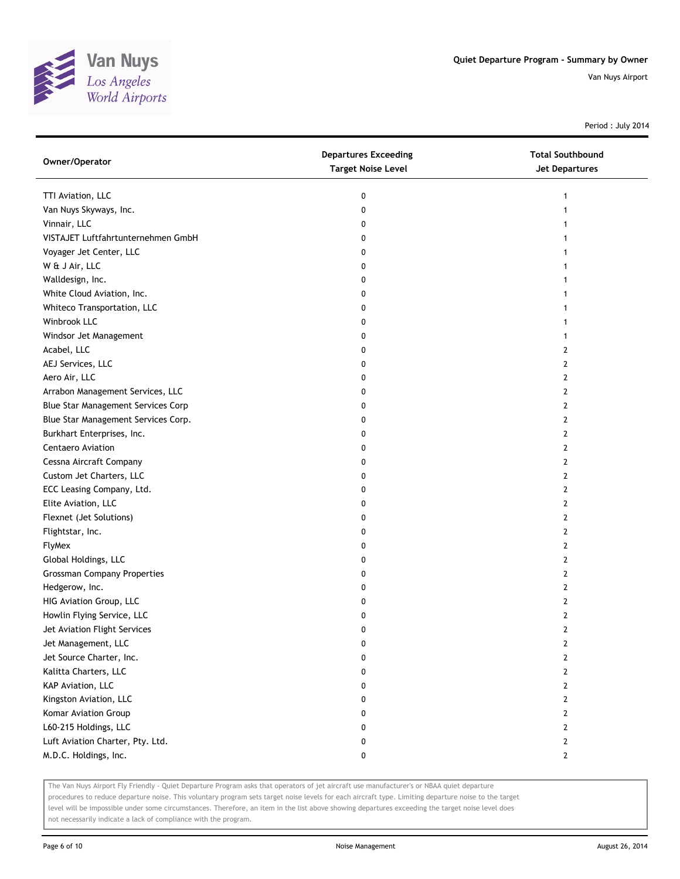# Quiet Departure Program - Summary by Owner

Van Nuys Airport

Period : July 2014

| Owner/Operator | Departures Exceeding Target Noise Level | Total Southbound Jet Departures |
|---|---|---|
| TTI Aviation, LLC | 0 | 1 |
| Van Nuys Skyways, Inc. | 0 | 1 |
| Vinnair, LLC | 0 | 1 |
| VISTAJET Luftfahrtunternehmen GmbH | 0 | 1 |
| Voyager Jet Center, LLC | 0 | 1 |
| W & J Air, LLC | 0 | 1 |
| Walldesign, Inc. | 0 | 1 |
| White Cloud Aviation, Inc. | 0 | 1 |
| Whiteco Transportation, LLC | 0 | 1 |
| Winbrook LLC | 0 | 1 |
| Windsor Jet Management | 0 | 1 |
| Acabel, LLC | 0 | 2 |
| AEJ Services, LLC | 0 | 2 |
| Aero Air, LLC | 0 | 2 |
| Arrabon Management Services, LLC | 0 | 2 |
| Blue Star Management Services Corp | 0 | 2 |
| Blue Star Management Services Corp. | 0 | 2 |
| Burkhart Enterprises, Inc. | 0 | 2 |
| Centaero Aviation | 0 | 2 |
| Cessna Aircraft Company | 0 | 2 |
| Custom Jet Charters, LLC | 0 | 2 |
| ECC Leasing Company, Ltd. | 0 | 2 |
| Elite Aviation, LLC | 0 | 2 |
| Flexnet (Jet Solutions) | 0 | 2 |
| Flightstar, Inc. | 0 | 2 |
| FlyMex | 0 | 2 |
| Global Holdings, LLC | 0 | 2 |
| Grossman Company Properties | 0 | 2 |
| Hedgerow, Inc. | 0 | 2 |
| HIG Aviation Group, LLC | 0 | 2 |
| Howlin Flying Service, LLC | 0 | 2 |
| Jet Aviation Flight Services | 0 | 2 |
| Jet Management, LLC | 0 | 2 |
| Jet Source Charter, Inc. | 0 | 2 |
| Kalitta Charters, LLC | 0 | 2 |
| KAP Aviation, LLC | 0 | 2 |
| Kingston Aviation, LLC | 0 | 2 |
| Komar Aviation Group | 0 | 2 |
| L60-215 Holdings, LLC | 0 | 2 |
| Luft Aviation Charter, Pty. Ltd. | 0 | 2 |
| M.D.C. Holdings, Inc. | 0 | 2 |

The Van Nuys Airport Fly Friendly - Quiet Departure Program asks that operators of jet aircraft use manufacturer's or NBAA quiet departure procedures to reduce departure noise. This voluntary program sets target noise levels for each aircraft type. Limiting departure noise to the target level will be impossible under some circumstances. Therefore, an item in the list above showing departures exceeding the target noise level does not necessarily indicate a lack of compliance with the program.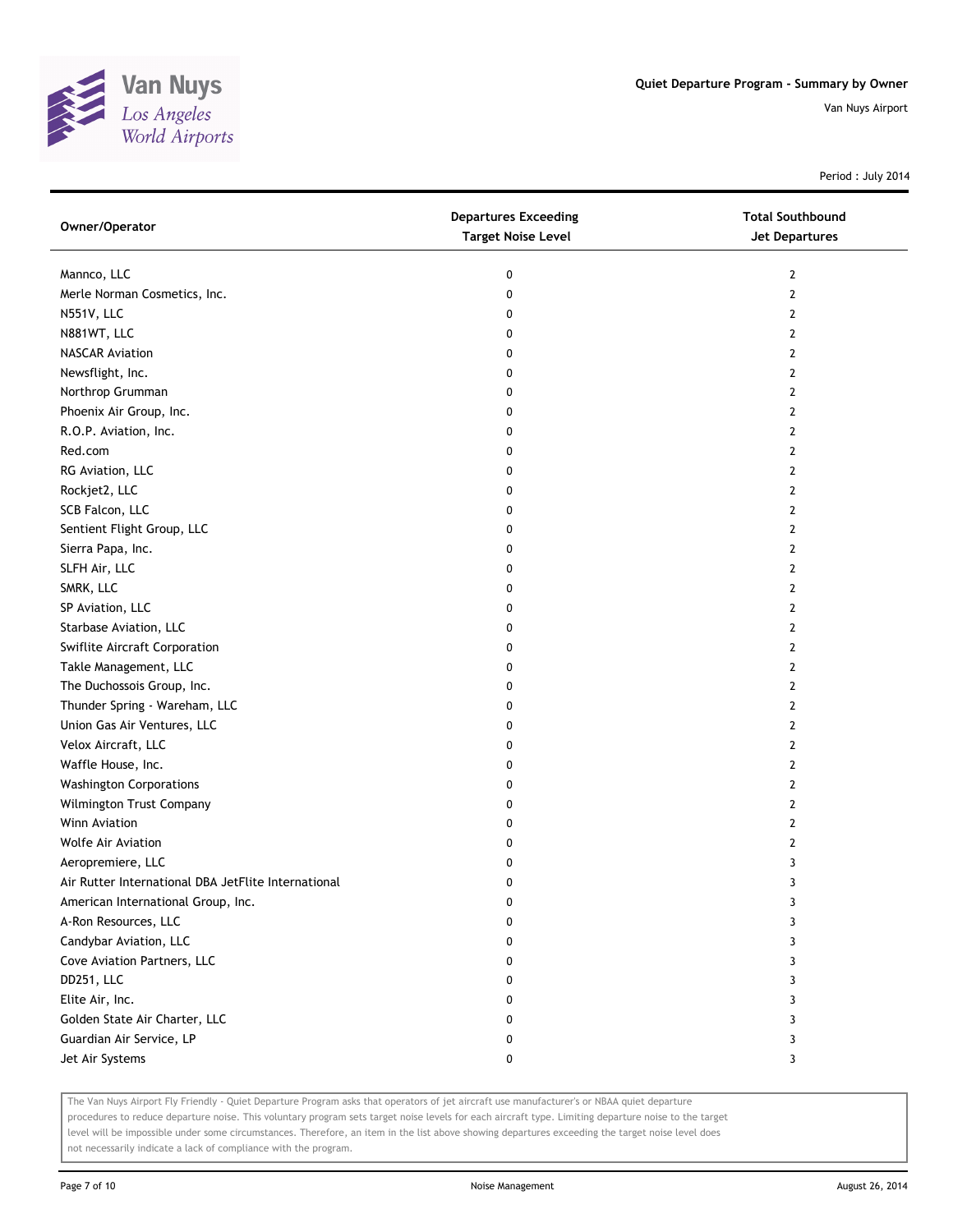## Quiet Departure Program - Summary by Owner

Van Nuys Airport

Period : July 2014

| Owner/Operator | Departures Exceeding Target Noise Level | Total Southbound Jet Departures |
|---|---|---|
| Mannco, LLC | 0 | 2 |
| Merle Norman Cosmetics, Inc. | 0 | 2 |
| N551V, LLC | 0 | 2 |
| N881WT, LLC | 0 | 2 |
| NASCAR Aviation | 0 | 2 |
| Newsflight, Inc. | 0 | 2 |
| Northrop Grumman | 0 | 2 |
| Phoenix Air Group, Inc. | 0 | 2 |
| R.O.P. Aviation, Inc. | 0 | 2 |
| Red.com | 0 | 2 |
| RG Aviation, LLC | 0 | 2 |
| Rockjet2, LLC | 0 | 2 |
| SCB Falcon, LLC | 0 | 2 |
| Sentient Flight Group, LLC | 0 | 2 |
| Sierra Papa, Inc. | 0 | 2 |
| SLFH Air, LLC | 0 | 2 |
| SMRK, LLC | 0 | 2 |
| SP Aviation, LLC | 0 | 2 |
| Starbase Aviation, LLC | 0 | 2 |
| Swiflite Aircraft Corporation | 0 | 2 |
| Takle Management, LLC | 0 | 2 |
| The Duchossois Group, Inc. | 0 | 2 |
| Thunder Spring - Wareham, LLC | 0 | 2 |
| Union Gas Air Ventures, LLC | 0 | 2 |
| Velox Aircraft, LLC | 0 | 2 |
| Waffle House, Inc. | 0 | 2 |
| Washington Corporations | 0 | 2 |
| Wilmington Trust Company | 0 | 2 |
| Winn Aviation | 0 | 2 |
| Wolfe Air Aviation | 0 | 2 |
| Aeropremiere, LLC | 0 | 3 |
| Air Rutter International DBA JetFlite International | 0 | 3 |
| American International Group, Inc. | 0 | 3 |
| A-Ron Resources, LLC | 0 | 3 |
| Candybar Aviation, LLC | 0 | 3 |
| Cove Aviation Partners, LLC | 0 | 3 |
| DD251, LLC | 0 | 3 |
| Elite Air, Inc. | 0 | 3 |
| Golden State Air Charter, LLC | 0 | 3 |
| Guardian Air Service, LP | 0 | 3 |
| Jet Air Systems | 0 | 3 |

The Van Nuys Airport Fly Friendly - Quiet Departure Program asks that operators of jet aircraft use manufacturer's or NBAA quiet departure procedures to reduce departure noise. This voluntary program sets target noise levels for each aircraft type. Limiting departure noise to the target level will be impossible under some circumstances. Therefore, an item in the list above showing departures exceeding the target noise level does not necessarily indicate a lack of compliance with the program.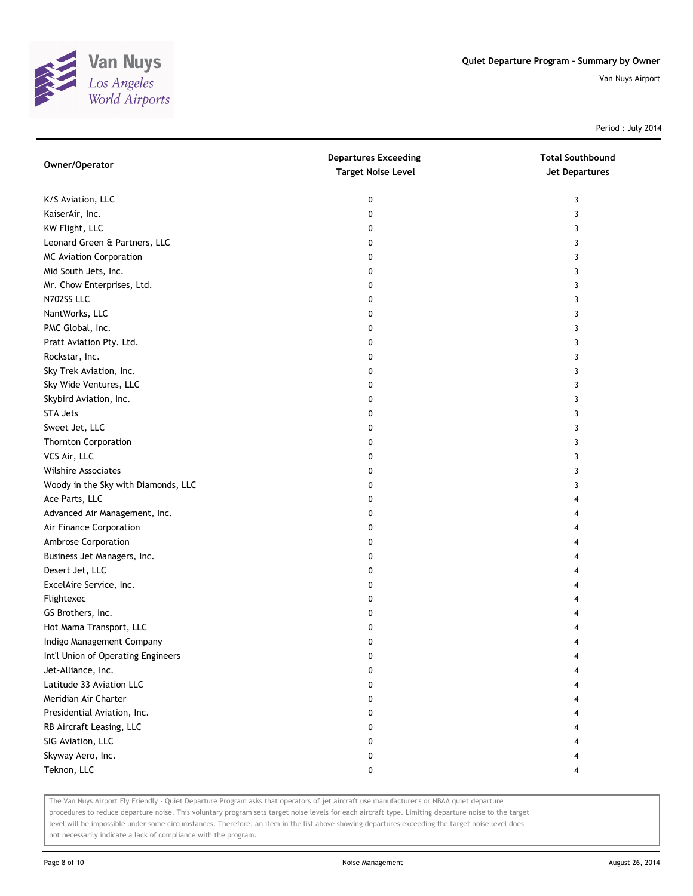Quiet Departure Program - Summary by Owner

Van Nuys Airport

Period : July 2014

| Owner/Operator | Departures Exceeding Target Noise Level | Total Southbound Jet Departures |
| --- | --- | --- |
| K/S Aviation, LLC | 0 | 3 |
| KaiserAir, Inc. | 0 | 3 |
| KW Flight, LLC | 0 | 3 |
| Leonard Green & Partners, LLC | 0 | 3 |
| MC Aviation Corporation | 0 | 3 |
| Mid South Jets, Inc. | 0 | 3 |
| Mr. Chow Enterprises, Ltd. | 0 | 3 |
| N702SS LLC | 0 | 3 |
| NantWorks, LLC | 0 | 3 |
| PMC Global, Inc. | 0 | 3 |
| Pratt Aviation Pty. Ltd. | 0 | 3 |
| Rockstar, Inc. | 0 | 3 |
| Sky Trek Aviation, Inc. | 0 | 3 |
| Sky Wide Ventures, LLC | 0 | 3 |
| Skybird Aviation, Inc. | 0 | 3 |
| STA Jets | 0 | 3 |
| Sweet Jet, LLC | 0 | 3 |
| Thornton Corporation | 0 | 3 |
| VCS Air, LLC | 0 | 3 |
| Wilshire Associates | 0 | 3 |
| Woody in the Sky with Diamonds, LLC | 0 | 3 |
| Ace Parts, LLC | 0 | 4 |
| Advanced Air Management, Inc. | 0 | 4 |
| Air Finance Corporation | 0 | 4 |
| Ambrose Corporation | 0 | 4 |
| Business Jet Managers, Inc. | 0 | 4 |
| Desert Jet, LLC | 0 | 4 |
| ExcelAire Service, Inc. | 0 | 4 |
| Flightexec | 0 | 4 |
| GS Brothers, Inc. | 0 | 4 |
| Hot Mama Transport, LLC | 0 | 4 |
| Indigo Management Company | 0 | 4 |
| Int'l Union of Operating Engineers | 0 | 4 |
| Jet-Alliance, Inc. | 0 | 4 |
| Latitude 33 Aviation LLC | 0 | 4 |
| Meridian Air Charter | 0 | 4 |
| Presidential Aviation, Inc. | 0 | 4 |
| RB Aircraft Leasing, LLC | 0 | 4 |
| SIG Aviation, LLC | 0 | 4 |
| Skyway Aero, Inc. | 0 | 4 |
| Teknon, LLC | 0 | 4 |

The Van Nuys Airport Fly Friendly - Quiet Departure Program asks that operators of jet aircraft use manufacturer's or NBAA quiet departure procedures to reduce departure noise. This voluntary program sets target noise levels for each aircraft type. Limiting departure noise to the target level will be impossible under some circumstances. Therefore, an item in the list above showing departures exceeding the target noise level does not necessarily indicate a lack of compliance with the program.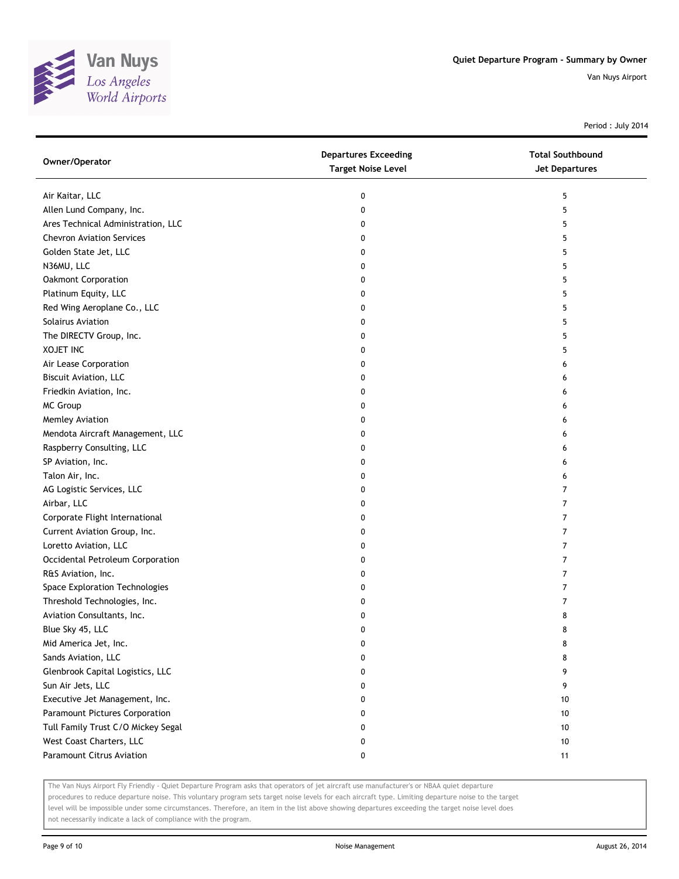# Quiet Departure Program - Summary by Owner

Van Nuys Airport

Period : July 2014

| Owner/Operator | Departures Exceeding Target Noise Level | Total Southbound Jet Departures |
|---|---|---|
| Air Kaitar, LLC | 0 | 5 |
| Allen Lund Company, Inc. | 0 | 5 |
| Ares Technical Administration, LLC | 0 | 5 |
| Chevron Aviation Services | 0 | 5 |
| Golden State Jet, LLC | 0 | 5 |
| N36MU, LLC | 0 | 5 |
| Oakmont Corporation | 0 | 5 |
| Platinum Equity, LLC | 0 | 5 |
| Red Wing Aeroplane Co., LLC | 0 | 5 |
| Solairus Aviation | 0 | 5 |
| The DIRECTV Group, Inc. | 0 | 5 |
| XOJET INC | 0 | 5 |
| Air Lease Corporation | 0 | 6 |
| Biscuit Aviation, LLC | 0 | 6 |
| Friedkin Aviation, Inc. | 0 | 6 |
| MC Group | 0 | 6 |
| Memley Aviation | 0 | 6 |
| Mendota Aircraft Management, LLC | 0 | 6 |
| Raspberry Consulting, LLC | 0 | 6 |
| SP Aviation, Inc. | 0 | 6 |
| Talon Air, Inc. | 0 | 6 |
| AG Logistic Services, LLC | 0 | 7 |
| Airbar, LLC | 0 | 7 |
| Corporate Flight International | 0 | 7 |
| Current Aviation Group, Inc. | 0 | 7 |
| Loretto Aviation, LLC | 0 | 7 |
| Occidental Petroleum Corporation | 0 | 7 |
| R&S Aviation, Inc. | 0 | 7 |
| Space Exploration Technologies | 0 | 7 |
| Threshold Technologies, Inc. | 0 | 7 |
| Aviation Consultants, Inc. | 0 | 8 |
| Blue Sky 45, LLC | 0 | 8 |
| Mid America Jet, Inc. | 0 | 8 |
| Sands Aviation, LLC | 0 | 8 |
| Glenbrook Capital Logistics, LLC | 0 | 9 |
| Sun Air Jets, LLC | 0 | 9 |
| Executive Jet Management, Inc. | 0 | 10 |
| Paramount Pictures Corporation | 0 | 10 |
| Tull Family Trust C/O Mickey Segal | 0 | 10 |
| West Coast Charters, LLC | 0 | 10 |
| Paramount Citrus Aviation | 0 | 11 |

The Van Nuys Airport Fly Friendly - Quiet Departure Program asks that operators of jet aircraft use manufacturer's or NBAA quiet departure procedures to reduce departure noise. This voluntary program sets target noise levels for each aircraft type. Limiting departure noise to the target level will be impossible under some circumstances. Therefore, an item in the list above showing departures exceeding the target noise level does not necessarily indicate a lack of compliance with the program.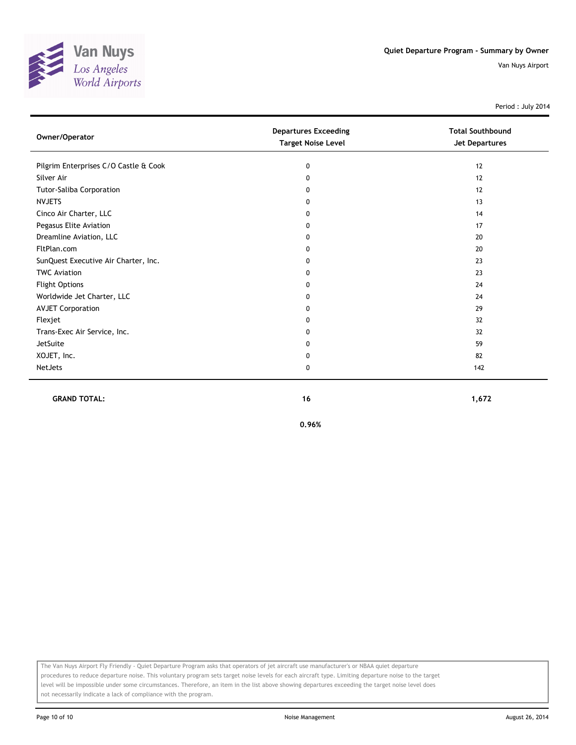Quiet Departure Program - Summary by Owner

Van Nuys Airport

Period : July 2014

| Owner/Operator | Departures Exceeding Target Noise Level | Total Southbound Jet Departures |
| --- | --- | --- |
| Pilgrim Enterprises C/O Castle & Cook | 0 | 12 |
| Silver Air | 0 | 12 |
| Tutor-Saliba Corporation | 0 | 12 |
| NVJETS | 0 | 13 |
| Cinco Air Charter, LLC | 0 | 14 |
| Pegasus Elite Aviation | 0 | 17 |
| Dreamline Aviation, LLC | 0 | 20 |
| FltPlan.com | 0 | 20 |
| SunQuest Executive Air Charter, Inc. | 0 | 23 |
| TWC Aviation | 0 | 23 |
| Flight Options | 0 | 24 |
| Worldwide Jet Charter, LLC | 0 | 24 |
| AVJET Corporation | 0 | 29 |
| Flexjet | 0 | 32 |
| Trans-Exec Air Service, Inc. | 0 | 32 |
| JetSuite | 0 | 59 |
| XOJET, Inc. | 0 | 82 |
| NetJets | 0 | 142 |
| **GRAND TOTAL:** | **16** | **1,672** |
| | **0.96%** | |

The Van Nuys Airport Fly Friendly - Quiet Departure Program asks that operators of jet aircraft use manufacturer's or NBAA quiet departure procedures to reduce departure noise. This voluntary program sets target noise levels for each aircraft type. Limiting departure noise to the target level will be impossible under some circumstances. Therefore, an item in the list above showing departures exceeding the target noise level does not necessarily indicate a lack of compliance with the program.

Noise Management

August 26, 2014